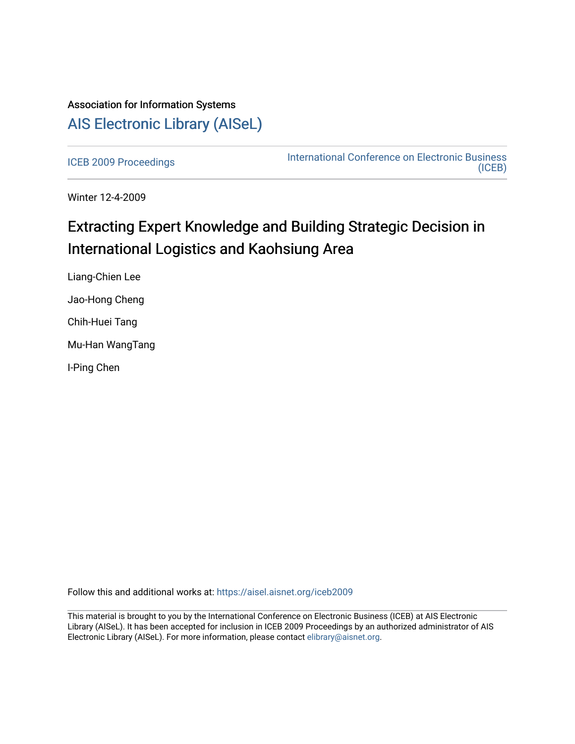Association for Information Systems

# AIS Electronic Library (AISeL)

ICEB 2009 Proceedings

International Conference on Electronic Business (ICEB)

Winter 12-4-2009

## Extracting Expert Knowledge and Building Strategic Decision in International Logistics and Kaohsiung Area

Liang-Chien Lee

Jao-Hong Cheng

Chih-Huei Tang

Mu-Han WangTang

I-Ping Chen

Follow this and additional works at: https://aisel.aisnet.org/iceb2009

This material is brought to you by the International Conference on Electronic Business (ICEB) at AIS Electronic Library (AISeL). It has been accepted for inclusion in ICEB 2009 Proceedings by an authorized administrator of AIS Electronic Library (AISeL). For more information, please contact elibrary@aisnet.org.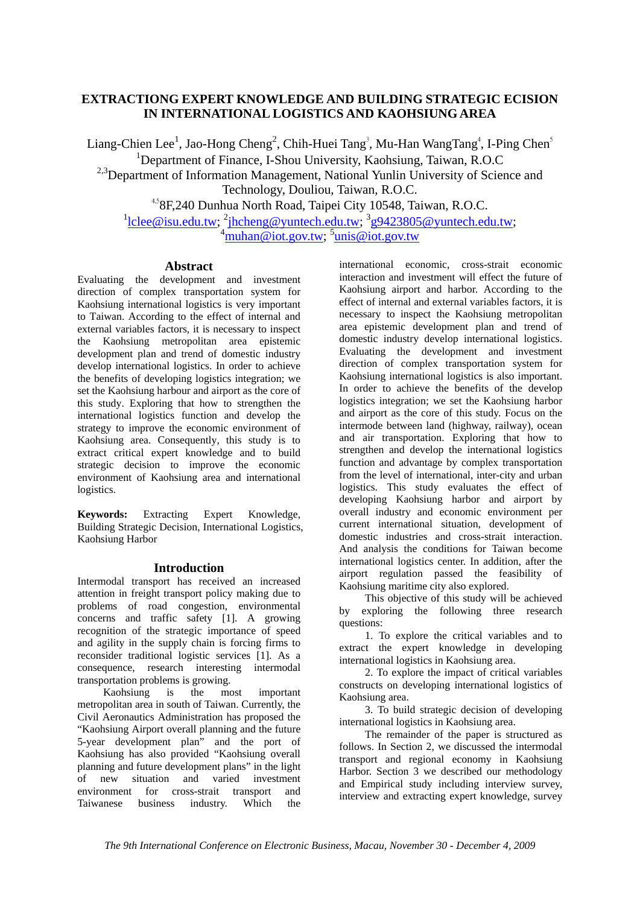# EXTRACTIONG EXPERT KNOWLEDGE AND BUILDING STRATEGIC ECISION IN INTERNATIONAL LOGISTICS AND KAOHSIUNG AREA

Liang-Chien Lee[1], Jao-Hong Cheng[2], Chih-Huei Tang[3], Mu-Han WangTang[4], I-Ping Chen[5]

[1]Department of Finance, I-Shou University, Kaohsiung, Taiwan, R.O.C

[2,3]Department of Information Management, National Yunlin University of Science and Technology, Douliou, Taiwan, R.O.C.

[4,5]8F,240 Dunhua North Road, Taipei City 10548, Taiwan, R.O.C.

[1]lclee@isu.edu.tw; [2]jhcheng@yuntech.edu.tw; [3]g9423805@yuntech.edu.tw; [4]muhan@iot.gov.tw; [5]unis@iot.gov.tw

## Abstract

Evaluating the development and investment direction of complex transportation system for Kaohsiung international logistics is very important to Taiwan. According to the effect of internal and external variables factors, it is necessary to inspect the Kaohsiung metropolitan area epistemic development plan and trend of domestic industry develop international logistics. In order to achieve the benefits of developing logistics integration; we set the Kaohsiung harbour and airport as the core of this study. Exploring that how to strengthen the international logistics function and develop the strategy to improve the economic environment of Kaohsiung area. Consequently, this study is to extract critical expert knowledge and to build strategic decision to improve the economic environment of Kaohsiung area and international logistics.

**Keywords:** Extracting Expert Knowledge, Building Strategic Decision, International Logistics, Kaohsiung Harbor

## Introduction

Intermodal transport has received an increased attention in freight transport policy making due to problems of road congestion, environmental concerns and traffic safety [1]. A growing recognition of the strategic importance of speed and agility in the supply chain is forcing firms to reconsider traditional logistic services [1]. As a consequence, research interesting intermodal transportation problems is growing.

Kaohsiung is the most important metropolitan area in south of Taiwan. Currently, the Civil Aeronautics Administration has proposed the "Kaohsiung Airport overall planning and the future 5-year development plan" and the port of Kaohsiung has also provided "Kaohsiung overall planning and future development plans" in the light of new situation and varied investment environment for cross-strait transport and Taiwanese business industry. Which the international economic, cross-strait economic interaction and investment will effect the future of Kaohsiung airport and harbor. According to the effect of internal and external variables factors, it is necessary to inspect the Kaohsiung metropolitan area epistemic development plan and trend of domestic industry develop international logistics. Evaluating the development and investment direction of complex transportation system for Kaohsiung international logistics is also important. In order to achieve the benefits of the develop logistics integration; we set the Kaohsiung harbor and airport as the core of this study. Focus on the intermode between land (highway, railway), ocean and air transportation. Exploring that how to strengthen and develop the international logistics function and advantage by complex transportation from the level of international, inter-city and urban logistics. This study evaluates the effect of developing Kaohsiung harbor and airport by overall industry and economic environment per current international situation, development of domestic industries and cross-strait interaction. And analysis the conditions for Taiwan become international logistics center. In addition, after the airport regulation passed the feasibility of Kaohsiung maritime city also explored.

This objective of this study will be achieved by exploring the following three research questions:

1. To explore the critical variables and to extract the expert knowledge in developing international logistics in Kaohsiung area.

2. To explore the impact of critical variables constructs on developing international logistics of Kaohsiung area.

3. To build strategic decision of developing international logistics in Kaohsiung area.

The remainder of the paper is structured as follows. In Section 2, we discussed the intermodal transport and regional economy in Kaohsiung Harbor. Section 3 we described our methodology and Empirical study including interview survey, interview and extracting expert knowledge, survey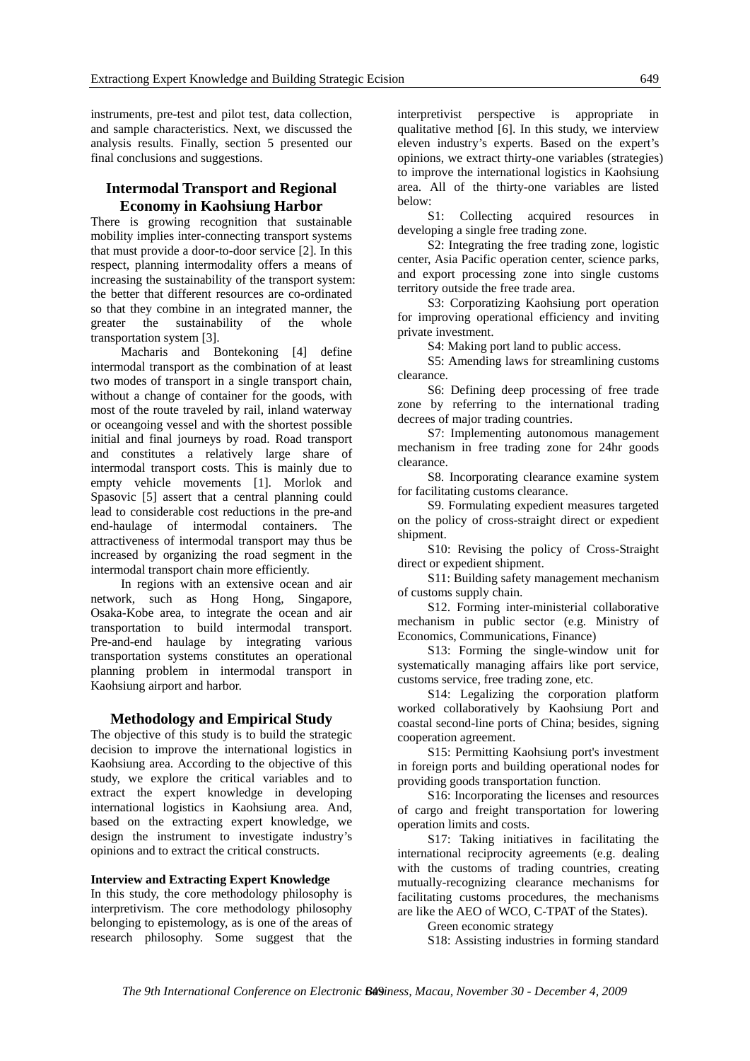instruments, pre-test and pilot test, data collection, and sample characteristics. Next, we discussed the analysis results. Finally, section 5 presented our final conclusions and suggestions.

## Intermodal Transport and Regional Economy in Kaohsiung Harbor

There is growing recognition that sustainable mobility implies inter-connecting transport systems that must provide a door-to-door service [2]. In this respect, planning intermodality offers a means of increasing the sustainability of the transport system: the better that different resources are co-ordinated so that they combine in an integrated manner, the greater the sustainability of the whole transportation system [3].

Macharis and Bontekoning [4] define intermodal transport as the combination of at least two modes of transport in a single transport chain, without a change of container for the goods, with most of the route traveled by rail, inland waterway or oceangoing vessel and with the shortest possible initial and final journeys by road. Road transport and constitutes a relatively large share of intermodal transport costs. This is mainly due to empty vehicle movements [1]. Morlok and Spasovic [5] assert that a central planning could lead to considerable cost reductions in the pre-and end-haulage of intermodal containers. The attractiveness of intermodal transport may thus be increased by organizing the road segment in the intermodal transport chain more efficiently.

In regions with an extensive ocean and air network, such as Hong Hong, Singapore, Osaka-Kobe area, to integrate the ocean and air transportation to build intermodal transport. Pre-and-end haulage by integrating various transportation systems constitutes an operational planning problem in intermodal transport in Kaohsiung airport and harbor.

## Methodology and Empirical Study

The objective of this study is to build the strategic decision to improve the international logistics in Kaohsiung area. According to the objective of this study, we explore the critical variables and to extract the expert knowledge in developing international logistics in Kaohsiung area. And, based on the extracting expert knowledge, we design the instrument to investigate industry's opinions and to extract the critical constructs.

### Interview and Extracting Expert Knowledge

In this study, the core methodology philosophy is interpretivism. The core methodology philosophy belonging to epistemology, as is one of the areas of research philosophy. Some suggest that the interpretivist perspective is appropriate in qualitative method [6]. In this study, we interview eleven industry's experts. Based on the expert's opinions, we extract thirty-one variables (strategies) to improve the international logistics in Kaohsiung area. All of the thirty-one variables are listed below:

S1: Collecting acquired resources in developing a single free trading zone.

S2: Integrating the free trading zone, logistic center, Asia Pacific operation center, science parks, and export processing zone into single customs territory outside the free trade area.

S3: Corporatizing Kaohsiung port operation for improving operational efficiency and inviting private investment.

S4: Making port land to public access.

S5: Amending laws for streamlining customs clearance.

S6: Defining deep processing of free trade zone by referring to the international trading decrees of major trading countries.

S7: Implementing autonomous management mechanism in free trading zone for 24hr goods clearance.

S8. Incorporating clearance examine system for facilitating customs clearance.

S9. Formulating expedient measures targeted on the policy of cross-straight direct or expedient shipment.

S10: Revising the policy of Cross-Straight direct or expedient shipment.

S11: Building safety management mechanism of customs supply chain.

S12. Forming inter-ministerial collaborative mechanism in public sector (e.g. Ministry of Economics, Communications, Finance)

S13: Forming the single-window unit for systematically managing affairs like port service, customs service, free trading zone, etc.

S14: Legalizing the corporation platform worked collaboratively by Kaohsiung Port and coastal second-line ports of China; besides, signing cooperation agreement.

S15: Permitting Kaohsiung port's investment in foreign ports and building operational nodes for providing goods transportation function.

S16: Incorporating the licenses and resources of cargo and freight transportation for lowering operation limits and costs.

S17: Taking initiatives in facilitating the international reciprocity agreements (e.g. dealing with the customs of trading countries, creating mutually-recognizing clearance mechanisms for facilitating customs procedures, the mechanisms are like the AEO of WCO, C-TPAT of the States).

Green economic strategy

S18: Assisting industries in forming standard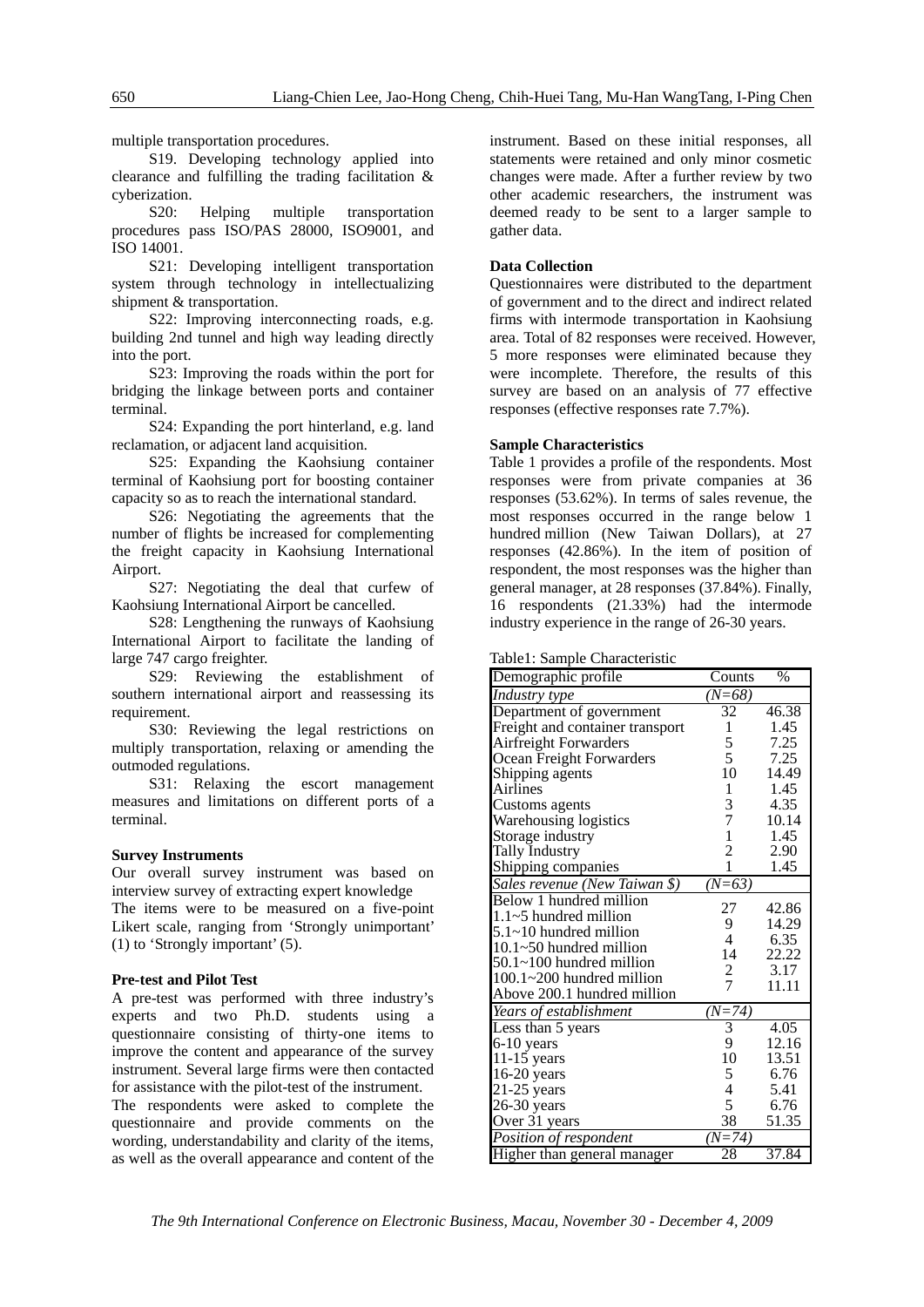multiple transportation procedures.

S19. Developing technology applied into clearance and fulfilling the trading facilitation & cyberization.

S20: Helping multiple transportation procedures pass ISO/PAS 28000, ISO9001, and ISO 14001.

S21: Developing intelligent transportation system through technology in intellectualizing shipment & transportation.

S22: Improving interconnecting roads, e.g. building 2nd tunnel and high way leading directly into the port.

S23: Improving the roads within the port for bridging the linkage between ports and container terminal.

S24: Expanding the port hinterland, e.g. land reclamation, or adjacent land acquisition.

S25: Expanding the Kaohsiung container terminal of Kaohsiung port for boosting container capacity so as to reach the international standard.

S26: Negotiating the agreements that the number of flights be increased for complementing the freight capacity in Kaohsiung International Airport.

S27: Negotiating the deal that curfew of Kaohsiung International Airport be cancelled.

S28: Lengthening the runways of Kaohsiung International Airport to facilitate the landing of large 747 cargo freighter.

S29: Reviewing the establishment of southern international airport and reassessing its requirement.

S30: Reviewing the legal restrictions on multiply transportation, relaxing or amending the outmoded regulations.

S31: Relaxing the escort management measures and limitations on different ports of a terminal.

**Survey Instruments**

Our overall survey instrument was based on interview survey of extracting expert knowledge
The items were to be measured on a five-point Likert scale, ranging from 'Strongly unimportant' (1) to 'Strongly important' (5).

**Pre-test and Pilot Test**

A pre-test was performed with three industry's experts and two Ph.D. students using a questionnaire consisting of thirty-one items to improve the content and appearance of the survey instrument. Several large firms were then contacted for assistance with the pilot-test of the instrument.
The respondents were asked to complete the questionnaire and provide comments on the wording, understandability and clarity of the items, as well as the overall appearance and content of the instrument. Based on these initial responses, all statements were retained and only minor cosmetic changes were made. After a further review by two other academic researchers, the instrument was deemed ready to be sent to a larger sample to gather data.

**Data Collection**

Questionnaires were distributed to the department of government and to the direct and indirect related firms with intermode transportation in Kaohsiung area. Total of 82 responses were received. However, 5 more responses were eliminated because they were incomplete. Therefore, the results of this survey are based on an analysis of 77 effective responses (effective responses rate 7.7%).

**Sample Characteristics**

Table 1 provides a profile of the respondents. Most responses were from private companies at 36 responses (53.62%). In terms of sales revenue, the most responses occurred in the range below 1 hundred million (New Taiwan Dollars), at 27 responses (42.86%). In the item of position of respondent, the most responses was the higher than general manager, at 28 responses (37.84%). Finally, 16 respondents (21.33%) had the intermode industry experience in the range of 26-30 years.

Table1: Sample Characteristic

| Demographic profile | Counts | % |
|---|---|---|
| *Industry type* | *(N=68)* | |
| Department of government | 32 | 46.38 |
| Freight and container transport | 1 | 1.45 |
| Airfreight Forwarders | 5 | 7.25 |
| Ocean Freight Forwarders | 5 | 7.25 |
| Shipping agents | 10 | 14.49 |
| Airlines | 1 | 1.45 |
| Customs agents | 3 | 4.35 |
| Warehousing logistics | 7 | 10.14 |
| Storage industry | 1 | 1.45 |
| Tally Industry | 2 | 2.90 |
| Shipping companies | 1 | 1.45 |
| *Sales revenue (New Taiwan $)* | *(N=63)* | |
| Below 1 hundred million | 27 | 42.86 |
| 1.1~5 hundred million | 9 | 14.29 |
| 5.1~10 hundred million | 4 | 6.35 |
| 10.1~50 hundred million | 14 | 22.22 |
| 50.1~100 hundred million | 2 | 3.17 |
| 100.1~200 hundred million | 7 | 11.11 |
| Above 200.1 hundred million | | |
| *Years of establishment* | *(N=74)* | |
| Less than 5 years | 3 | 4.05 |
| 6-10 years | 9 | 12.16 |
| 11-15 years | 10 | 13.51 |
| 16-20 years | 5 | 6.76 |
| 21-25 years | 4 | 5.41 |
| 26-30 years | 5 | 6.76 |
| Over 31 years | 38 | 51.35 |
| *Position of respondent* | *(N=74)* | |
| Higher than general manager | 28 | 37.84 |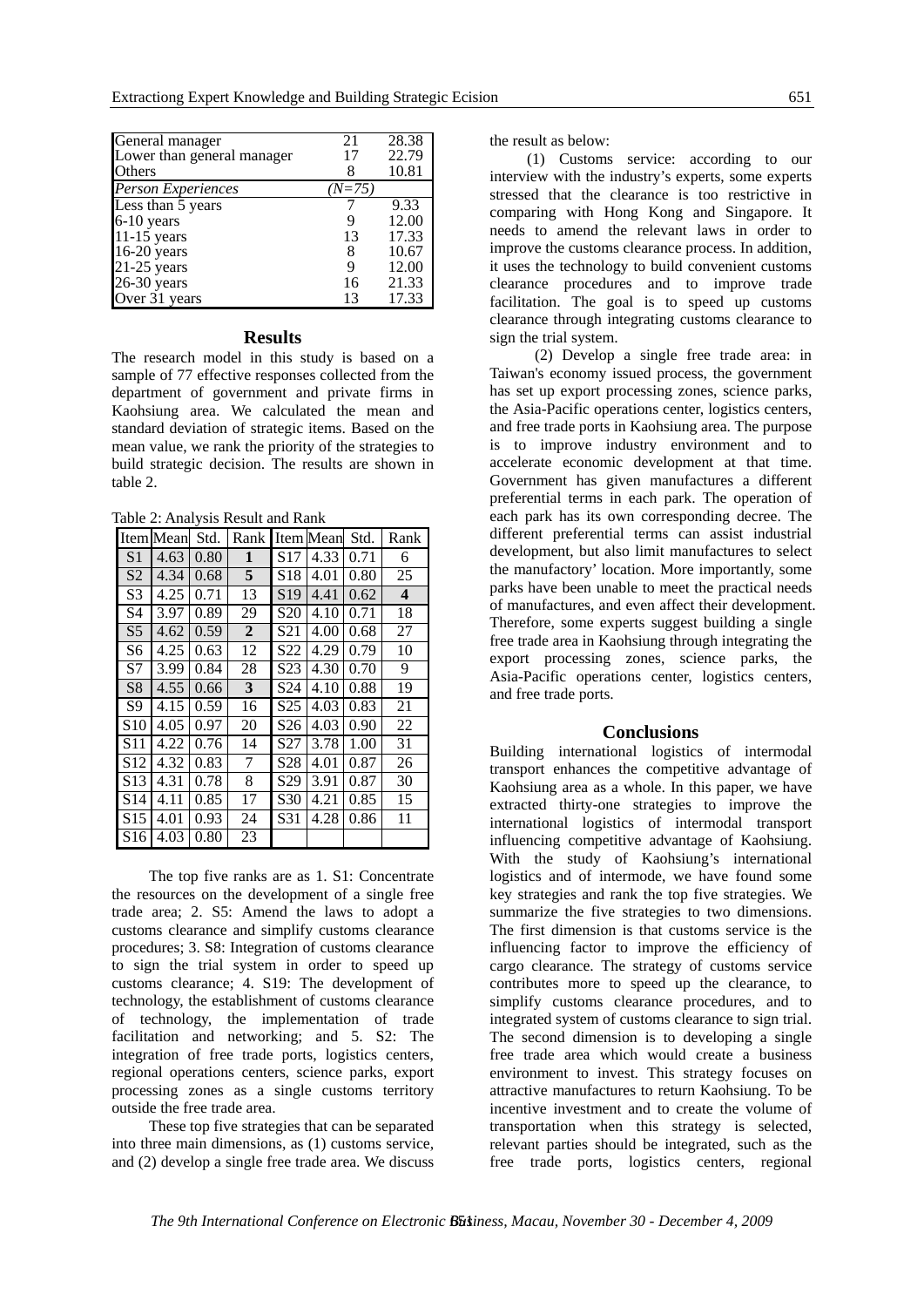| General manager | 21 | 28.38 |
|---|---|---|
| Lower than general manager | 17 | 22.79 |
| Others | 8 | 10.81 |
| *Person Experiences* | *(N=75)* | |
| Less than 5 years | 7 | 9.33 |
| 6-10 years | 9 | 12.00 |
| 11-15 years | 13 | 17.33 |
| 16-20 years | 8 | 10.67 |
| 21-25 years | 9 | 12.00 |
| 26-30 years | 16 | 21.33 |
| Over 31 years | 13 | 17.33 |

## Results

The research model in this study is based on a sample of 77 effective responses collected from the department of government and private firms in Kaohsiung area. We calculated the mean and standard deviation of strategic items. Based on the mean value, we rank the priority of the strategies to build strategic decision. The results are shown in table 2.

Table 2: Analysis Result and Rank

| Item | Mean | Std. | Rank | Item | Mean | Std. | Rank |
|---|---|---|---|---|---|---|---|
| S1 | 4.63 | 0.80 | **1** | S17 | 4.33 | 0.71 | 6 |
| S2 | 4.34 | 0.68 | **5** | S18 | 4.01 | 0.80 | 25 |
| S3 | 4.25 | 0.71 | 13 | S19 | 4.41 | 0.62 | **4** |
| S4 | 3.97 | 0.89 | 29 | S20 | 4.10 | 0.71 | 18 |
| S5 | 4.62 | 0.59 | **2** | S21 | 4.00 | 0.68 | 27 |
| S6 | 4.25 | 0.63 | 12 | S22 | 4.29 | 0.79 | 10 |
| S7 | 3.99 | 0.84 | 28 | S23 | 4.30 | 0.70 | 9 |
| S8 | 4.55 | 0.66 | **3** | S24 | 4.10 | 0.88 | 19 |
| S9 | 4.15 | 0.59 | 16 | S25 | 4.03 | 0.83 | 21 |
| S10 | 4.05 | 0.97 | 20 | S26 | 4.03 | 0.90 | 22 |
| S11 | 4.22 | 0.76 | 14 | S27 | 3.78 | 1.00 | 31 |
| S12 | 4.32 | 0.83 | 7 | S28 | 4.01 | 0.87 | 26 |
| S13 | 4.31 | 0.78 | 8 | S29 | 3.91 | 0.87 | 30 |
| S14 | 4.11 | 0.85 | 17 | S30 | 4.21 | 0.85 | 15 |
| S15 | 4.01 | 0.93 | 24 | S31 | 4.28 | 0.86 | 11 |
| S16 | 4.03 | 0.80 | 23 | | | | |

The top five ranks are as 1. S1: Concentrate the resources on the development of a single free trade area; 2. S5: Amend the laws to adopt a customs clearance and simplify customs clearance procedures; 3. S8: Integration of customs clearance to sign the trial system in order to speed up customs clearance; 4. S19: The development of technology, the establishment of customs clearance of technology, the implementation of trade facilitation and networking; and 5. S2: The integration of free trade ports, logistics centers, regional operations centers, science parks, export processing zones as a single customs territory outside the free trade area.

These top five strategies that can be separated into three main dimensions, as (1) customs service, and (2) develop a single free trade area. We discuss the result as below:

(1) Customs service: according to our interview with the industry's experts, some experts stressed that the clearance is too restrictive in comparing with Hong Kong and Singapore. It needs to amend the relevant laws in order to improve the customs clearance process. In addition, it uses the technology to build convenient customs clearance procedures and to improve trade facilitation. The goal is to speed up customs clearance through integrating customs clearance to sign the trial system.

(2) Develop a single free trade area: in Taiwan's economy issued process, the government has set up export processing zones, science parks, the Asia-Pacific operations center, logistics centers, and free trade ports in Kaohsiung area. The purpose is to improve industry environment and to accelerate economic development at that time. Government has given manufactures a different preferential terms in each park. The operation of each park has its own corresponding decree. The different preferential terms can assist industrial development, but also limit manufactures to select the manufactory' location. More importantly, some parks have been unable to meet the practical needs of manufactures, and even affect their development. Therefore, some experts suggest building a single free trade area in Kaohsiung through integrating the export processing zones, science parks, the Asia-Pacific operations center, logistics centers, and free trade ports.

## Conclusions

Building international logistics of intermodal transport enhances the competitive advantage of Kaohsiung area as a whole. In this paper, we have extracted thirty-one strategies to improve the international logistics of intermodal transport influencing competitive advantage of Kaohsiung. With the study of Kaohsiung's international logistics and of intermode, we have found some key strategies and rank the top five strategies. We summarize the five strategies to two dimensions. The first dimension is that customs service is the influencing factor to improve the efficiency of cargo clearance. The strategy of customs service contributes more to speed up the clearance, to simplify customs clearance procedures, and to integrated system of customs clearance to sign trial. The second dimension is to developing a single free trade area which would create a business environment to invest. This strategy focuses on attractive manufactures to return Kaohsiung. To be incentive investment and to create the volume of transportation when this strategy is selected, relevant parties should be integrated, such as the free trade ports, logistics centers, regional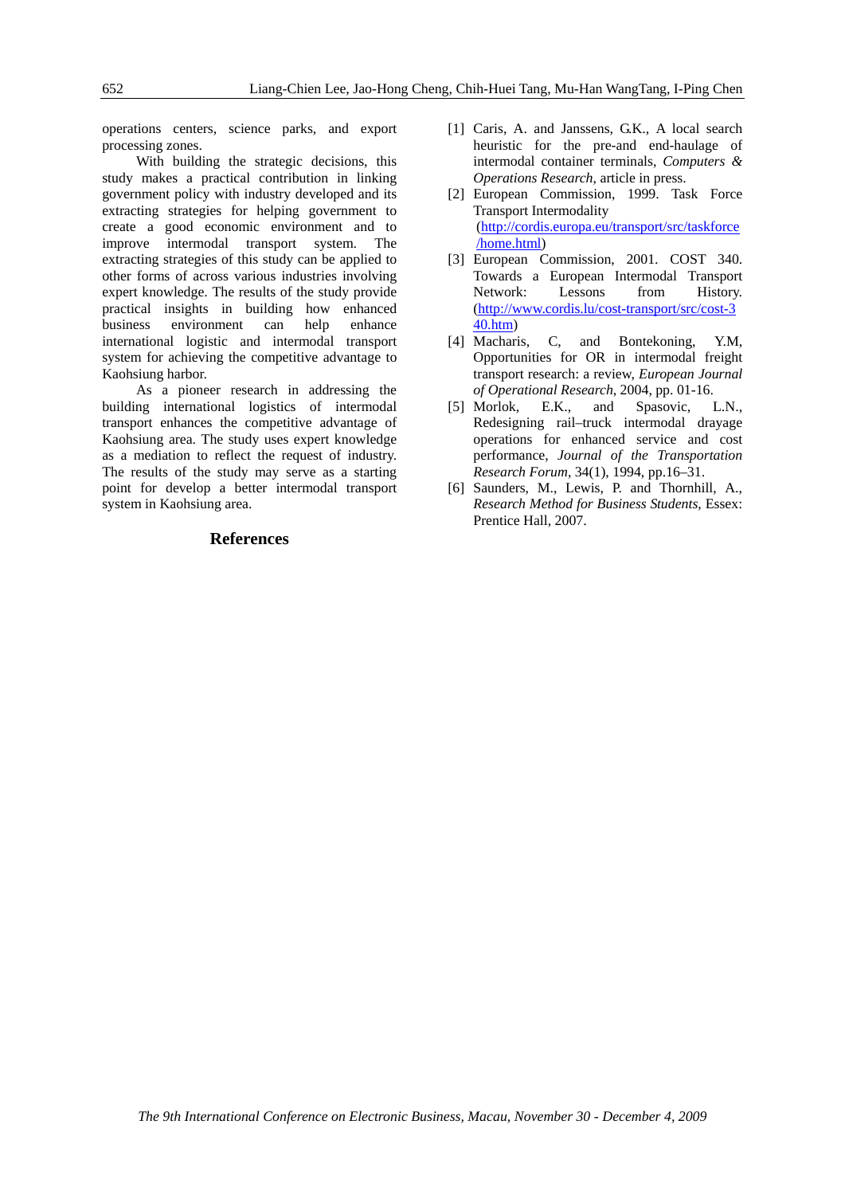operations centers, science parks, and export processing zones.

With building the strategic decisions, this study makes a practical contribution in linking government policy with industry developed and its extracting strategies for helping government to create a good economic environment and to improve intermodal transport system. The extracting strategies of this study can be applied to other forms of across various industries involving expert knowledge. The results of the study provide practical insights in building how enhanced business environment can help enhance international logistic and intermodal transport system for achieving the competitive advantage to Kaohsiung harbor.

As a pioneer research in addressing the building international logistics of intermodal transport enhances the competitive advantage of Kaohsiung area. The study uses expert knowledge as a mediation to reflect the request of industry. The results of the study may serve as a starting point for develop a better intermodal transport system in Kaohsiung area.

## References

[1] Caris, A. and Janssens, G.K., A local search heuristic for the pre-and end-haulage of intermodal container terminals, *Computers & Operations Research*, article in press.

[2] European Commission, 1999. Task Force Transport Intermodality (http://cordis.europa.eu/transport/src/taskforce/home.html)

[3] European Commission, 2001. COST 340. Towards a European Intermodal Transport Network: Lessons from History. (http://www.cordis.lu/cost-transport/src/cost-340.htm)

[4] Macharis, C, and Bontekoning, Y.M, Opportunities for OR in intermodal freight transport research: a review, *European Journal of Operational Research*, 2004, pp. 01-16.

[5] Morlok, E.K., and Spasovic, L.N., Redesigning rail–truck intermodal drayage operations for enhanced service and cost performance, *Journal of the Transportation Research Forum*, 34(1), 1994, pp.16–31.

[6] Saunders, M., Lewis, P. and Thornhill, A., *Research Method for Business Students*, Essex: Prentice Hall, 2007.